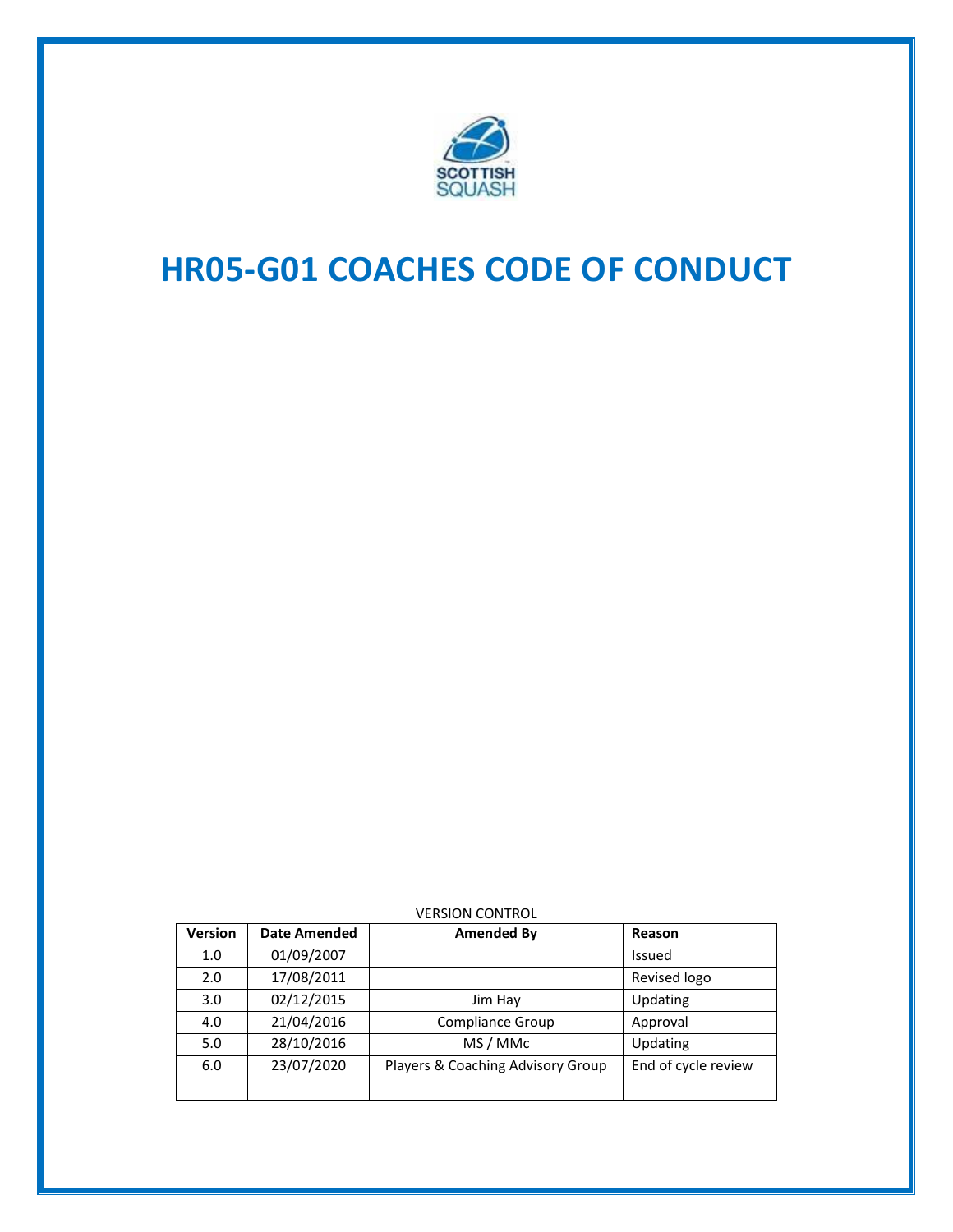SCOTTISH SQUASH

# HR05-G01 COACHES CODE OF CONDUCT

VERSION CONTROL

| Version | Date Amended | Amended By | Reason |
|---|---|---|---|
| 1.0 | 01/09/2007 | | Issued |
| 2.0 | 17/08/2011 | | Revised logo |
| 3.0 | 02/12/2015 | Jim Hay | Updating |
| 4.0 | 21/04/2016 | Compliance Group | Approval |
| 5.0 | 28/10/2016 | MS / MMc | Updating |
| 6.0 | 23/07/2020 | Players & Coaching Advisory Group | End of cycle review |
| | | | |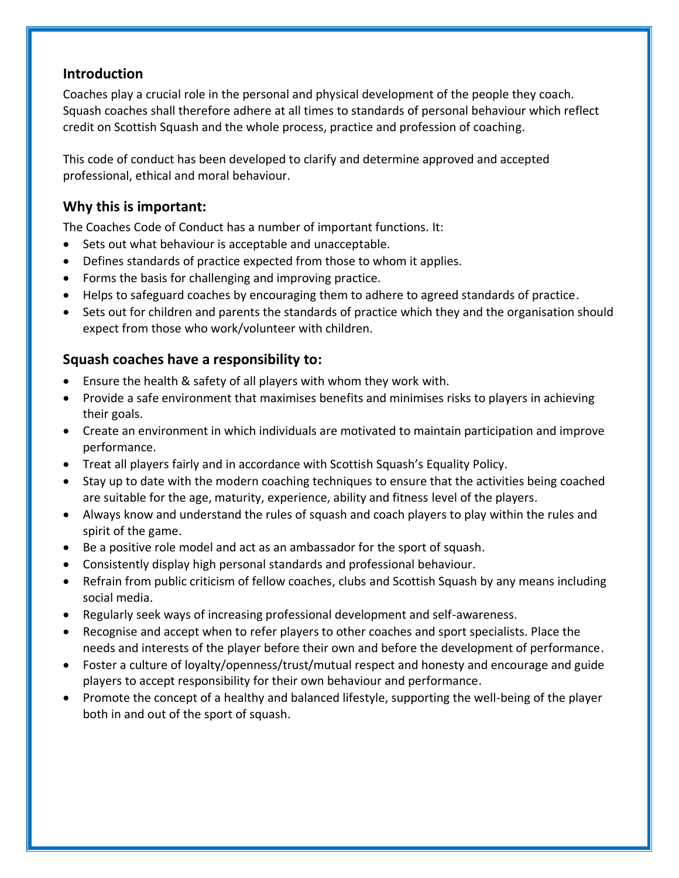## Introduction

Coaches play a crucial role in the personal and physical development of the people they coach. Squash coaches shall therefore adhere at all times to standards of personal behaviour which reflect credit on Scottish Squash and the whole process, practice and profession of coaching.

This code of conduct has been developed to clarify and determine approved and accepted professional, ethical and moral behaviour.

## Why this is important:

The Coaches Code of Conduct has a number of important functions. It:

- Sets out what behaviour is acceptable and unacceptable.
- Defines standards of practice expected from those to whom it applies.
- Forms the basis for challenging and improving practice.
- Helps to safeguard coaches by encouraging them to adhere to agreed standards of practice.
- Sets out for children and parents the standards of practice which they and the organisation should expect from those who work/volunteer with children.

## Squash coaches have a responsibility to:

- Ensure the health & safety of all players with whom they work with.
- Provide a safe environment that maximises benefits and minimises risks to players in achieving their goals.
- Create an environment in which individuals are motivated to maintain participation and improve performance.
- Treat all players fairly and in accordance with Scottish Squash's Equality Policy.
- Stay up to date with the modern coaching techniques to ensure that the activities being coached are suitable for the age, maturity, experience, ability and fitness level of the players.
- Always know and understand the rules of squash and coach players to play within the rules and spirit of the game.
- Be a positive role model and act as an ambassador for the sport of squash.
- Consistently display high personal standards and professional behaviour.
- Refrain from public criticism of fellow coaches, clubs and Scottish Squash by any means including social media.
- Regularly seek ways of increasing professional development and self-awareness.
- Recognise and accept when to refer players to other coaches and sport specialists. Place the needs and interests of the player before their own and before the development of performance.
- Foster a culture of loyalty/openness/trust/mutual respect and honesty and encourage and guide players to accept responsibility for their own behaviour and performance.
- Promote the concept of a healthy and balanced lifestyle, supporting the well-being of the player both in and out of the sport of squash.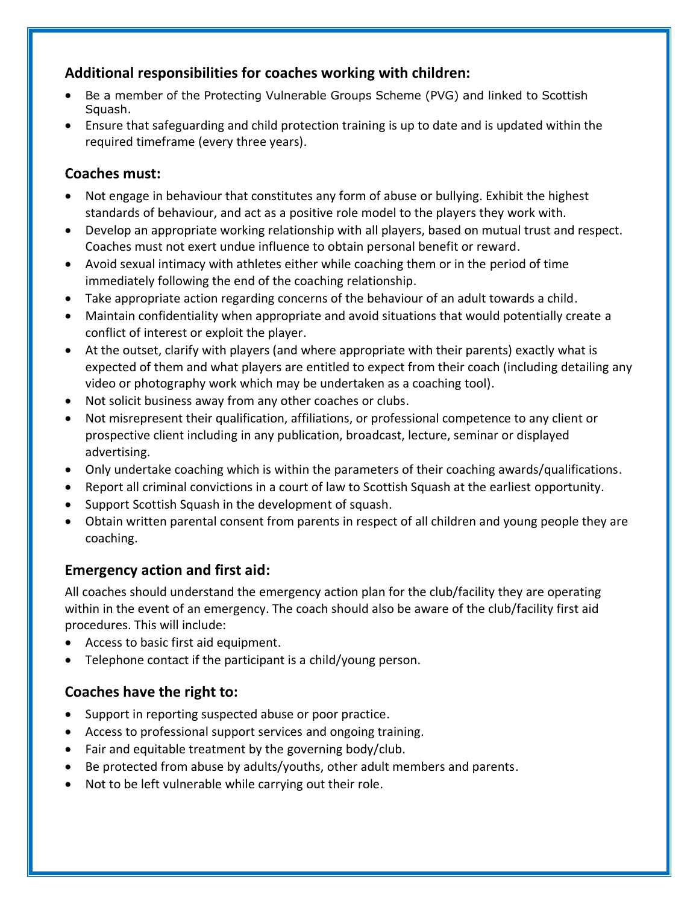### Additional responsibilities for coaches working with children:

- Be a member of the Protecting Vulnerable Groups Scheme (PVG) and linked to Scottish Squash.
- Ensure that safeguarding and child protection training is up to date and is updated within the required timeframe (every three years).

### Coaches must:

- Not engage in behaviour that constitutes any form of abuse or bullying. Exhibit the highest standards of behaviour, and act as a positive role model to the players they work with.
- Develop an appropriate working relationship with all players, based on mutual trust and respect. Coaches must not exert undue influence to obtain personal benefit or reward.
- Avoid sexual intimacy with athletes either while coaching them or in the period of time immediately following the end of the coaching relationship.
- Take appropriate action regarding concerns of the behaviour of an adult towards a child.
- Maintain confidentiality when appropriate and avoid situations that would potentially create a conflict of interest or exploit the player.
- At the outset, clarify with players (and where appropriate with their parents) exactly what is expected of them and what players are entitled to expect from their coach (including detailing any video or photography work which may be undertaken as a coaching tool).
- Not solicit business away from any other coaches or clubs.
- Not misrepresent their qualification, affiliations, or professional competence to any client or prospective client including in any publication, broadcast, lecture, seminar or displayed advertising.
- Only undertake coaching which is within the parameters of their coaching awards/qualifications.
- Report all criminal convictions in a court of law to Scottish Squash at the earliest opportunity.
- Support Scottish Squash in the development of squash.
- Obtain written parental consent from parents in respect of all children and young people they are coaching.

### Emergency action and first aid:

All coaches should understand the emergency action plan for the club/facility they are operating within in the event of an emergency. The coach should also be aware of the club/facility first aid procedures. This will include:

- Access to basic first aid equipment.
- Telephone contact if the participant is a child/young person.

### Coaches have the right to:

- Support in reporting suspected abuse or poor practice.
- Access to professional support services and ongoing training.
- Fair and equitable treatment by the governing body/club.
- Be protected from abuse by adults/youths, other adult members and parents.
- Not to be left vulnerable while carrying out their role.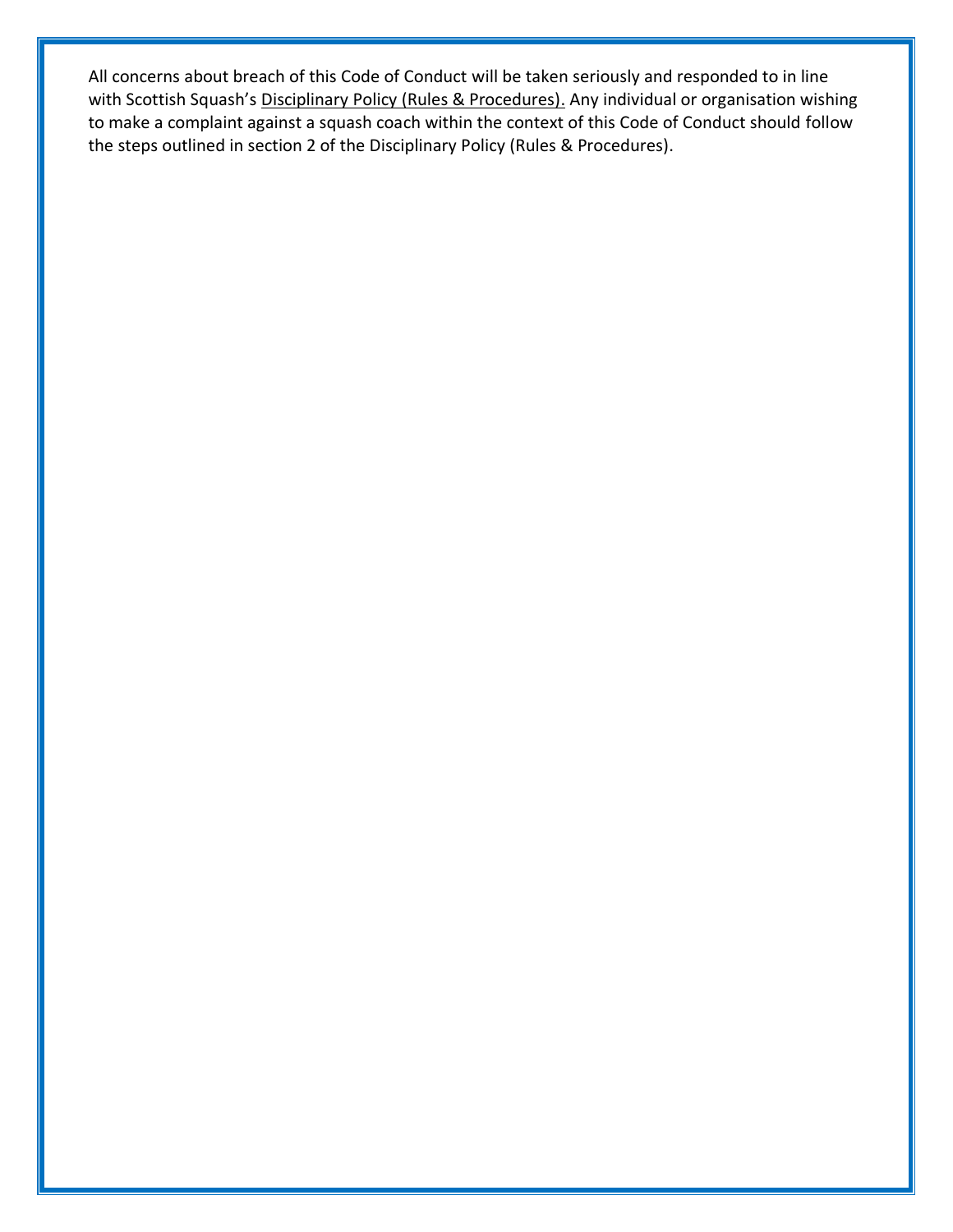All concerns about breach of this Code of Conduct will be taken seriously and responded to in line with Scottish Squash's Disciplinary Policy (Rules & Procedures). Any individual or organisation wishing to make a complaint against a squash coach within the context of this Code of Conduct should follow the steps outlined in section 2 of the Disciplinary Policy (Rules & Procedures).